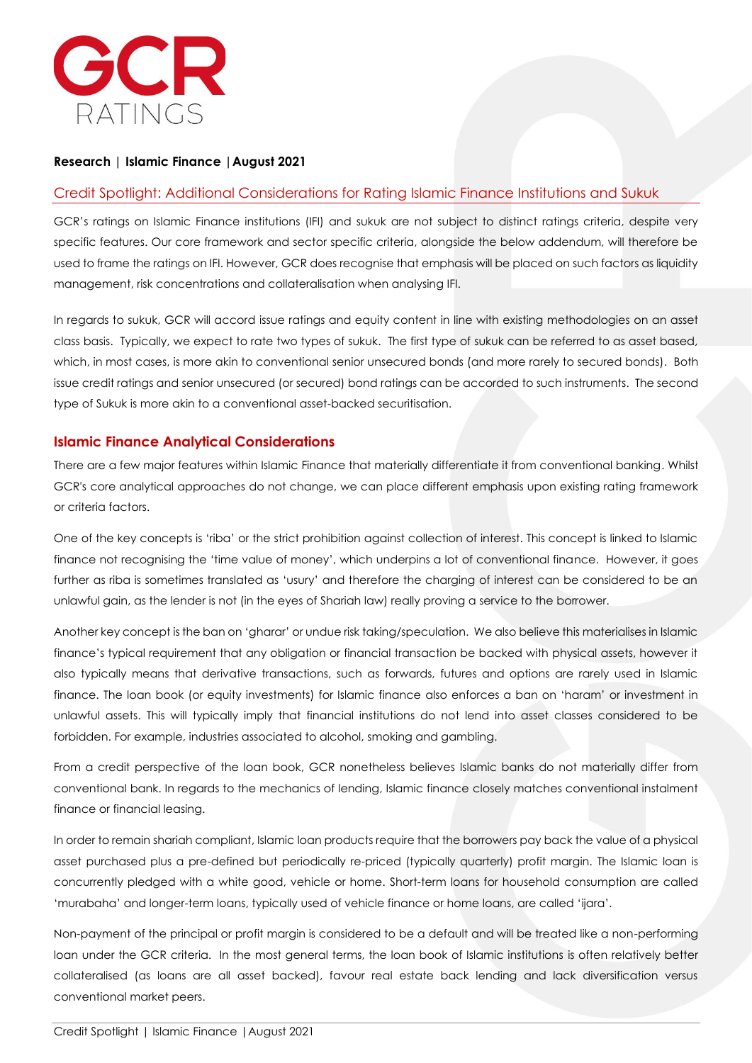GCR RATINGS

**Research | Islamic Finance | August 2021**

## Credit Spotlight: Additional Considerations for Rating Islamic Finance Institutions and Sukuk

GCR's ratings on Islamic Finance institutions (IFI) and sukuk are not subject to distinct ratings criteria, despite very specific features. Our core framework and sector specific criteria, alongside the below addendum, will therefore be used to frame the ratings on IFI. However, GCR does recognise that emphasis will be placed on such factors as liquidity management, risk concentrations and collateralisation when analysing IFI.

In regards to sukuk, GCR will accord issue ratings and equity content in line with existing methodologies on an asset class basis. Typically, we expect to rate two types of sukuk. The first type of sukuk can be referred to as asset based, which, in most cases, is more akin to conventional senior unsecured bonds (and more rarely to secured bonds). Both issue credit ratings and senior unsecured (or secured) bond ratings can be accorded to such instruments. The second type of Sukuk is more akin to a conventional asset-backed securitisation.

### Islamic Finance Analytical Considerations

There are a few major features within Islamic Finance that materially differentiate it from conventional banking. Whilst GCR's core analytical approaches do not change, we can place different emphasis upon existing rating framework or criteria factors.

One of the key concepts is 'riba' or the strict prohibition against collection of interest. This concept is linked to Islamic finance not recognising the 'time value of money', which underpins a lot of conventional finance. However, it goes further as riba is sometimes translated as 'usury' and therefore the charging of interest can be considered to be an unlawful gain, as the lender is not (in the eyes of Shariah law) really proving a service to the borrower.

Another key concept is the ban on 'gharar' or undue risk taking/speculation. We also believe this materialises in Islamic finance's typical requirement that any obligation or financial transaction be backed with physical assets, however it also typically means that derivative transactions, such as forwards, futures and options are rarely used in Islamic finance. The loan book (or equity investments) for Islamic finance also enforces a ban on 'haram' or investment in unlawful assets. This will typically imply that financial institutions do not lend into asset classes considered to be forbidden. For example, industries associated to alcohol, smoking and gambling.

From a credit perspective of the loan book, GCR nonetheless believes Islamic banks do not materially differ from conventional bank. In regards to the mechanics of lending, Islamic finance closely matches conventional instalment finance or financial leasing.

In order to remain shariah compliant, Islamic loan products require that the borrowers pay back the value of a physical asset purchased plus a pre-defined but periodically re-priced (typically quarterly) profit margin. The Islamic loan is concurrently pledged with a white good, vehicle or home. Short-term loans for household consumption are called 'murabaha' and longer-term loans, typically used of vehicle finance or home loans, are called 'ijara'.

Non-payment of the principal or profit margin is considered to be a default and will be treated like a non-performing loan under the GCR criteria. In the most general terms, the loan book of Islamic institutions is often relatively better collateralised (as loans are all asset backed), favour real estate back lending and lack diversification versus conventional market peers.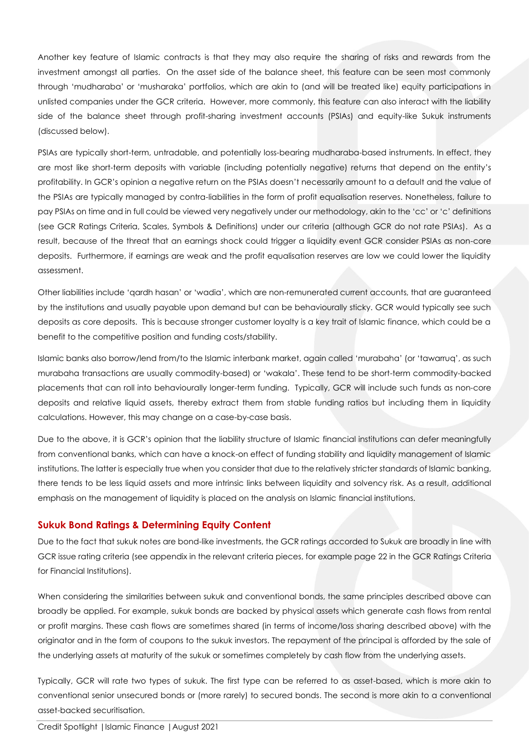Another key feature of Islamic contracts is that they may also require the sharing of risks and rewards from the investment amongst all parties. On the asset side of the balance sheet, this feature can be seen most commonly through 'mudharaba' or 'musharaka' portfolios, which are akin to (and will be treated like) equity participations in unlisted companies under the GCR criteria. However, more commonly, this feature can also interact with the liability side of the balance sheet through profit-sharing investment accounts (PSIAs) and equity-like Sukuk instruments (discussed below).

PSIAs are typically short-term, untradable, and potentially loss-bearing mudharaba-based instruments. In effect, they are most like short-term deposits with variable (including potentially negative) returns that depend on the entity's profitability. In GCR's opinion a negative return on the PSIAs doesn't necessarily amount to a default and the value of the PSIAs are typically managed by contra-liabilities in the form of profit equalisation reserves. Nonetheless, failure to pay PSIAs on time and in full could be viewed very negatively under our methodology, akin to the 'cc' or 'c' definitions (see GCR Ratings Criteria, Scales, Symbols & Definitions) under our criteria (although GCR do not rate PSIAs). As a result, because of the threat that an earnings shock could trigger a liquidity event GCR consider PSIAs as non-core deposits. Furthermore, if earnings are weak and the profit equalisation reserves are low we could lower the liquidity assessment.

Other liabilities include 'qardh hasan' or 'wadia', which are non-remunerated current accounts, that are guaranteed by the institutions and usually payable upon demand but can be behaviourally sticky. GCR would typically see such deposits as core deposits. This is because stronger customer loyalty is a key trait of Islamic finance, which could be a benefit to the competitive position and funding costs/stability.

Islamic banks also borrow/lend from/to the Islamic interbank market, again called 'murabaha' (or 'tawarruq', as such murabaha transactions are usually commodity-based) or 'wakala'. These tend to be short-term commodity-backed placements that can roll into behaviourally longer-term funding. Typically, GCR will include such funds as non-core deposits and relative liquid assets, thereby extract them from stable funding ratios but including them in liquidity calculations. However, this may change on a case-by-case basis.

Due to the above, it is GCR's opinion that the liability structure of Islamic financial institutions can defer meaningfully from conventional banks, which can have a knock-on effect of funding stability and liquidity management of Islamic institutions. The latter is especially true when you consider that due to the relatively stricter standards of Islamic banking, there tends to be less liquid assets and more intrinsic links between liquidity and solvency risk. As a result, additional emphasis on the management of liquidity is placed on the analysis on Islamic financial institutions.

## Sukuk Bond Ratings & Determining Equity Content

Due to the fact that sukuk notes are bond-like investments, the GCR ratings accorded to Sukuk are broadly in line with GCR issue rating criteria (see appendix in the relevant criteria pieces, for example page 22 in the GCR Ratings Criteria for Financial Institutions).

When considering the similarities between sukuk and conventional bonds, the same principles described above can broadly be applied. For example, sukuk bonds are backed by physical assets which generate cash flows from rental or profit margins. These cash flows are sometimes shared (in terms of income/loss sharing described above) with the originator and in the form of coupons to the sukuk investors. The repayment of the principal is afforded by the sale of the underlying assets at maturity of the sukuk or sometimes completely by cash flow from the underlying assets.

Typically, GCR will rate two types of sukuk. The first type can be referred to as asset-based, which is more akin to conventional senior unsecured bonds or (more rarely) to secured bonds. The second is more akin to a conventional asset-backed securitisation.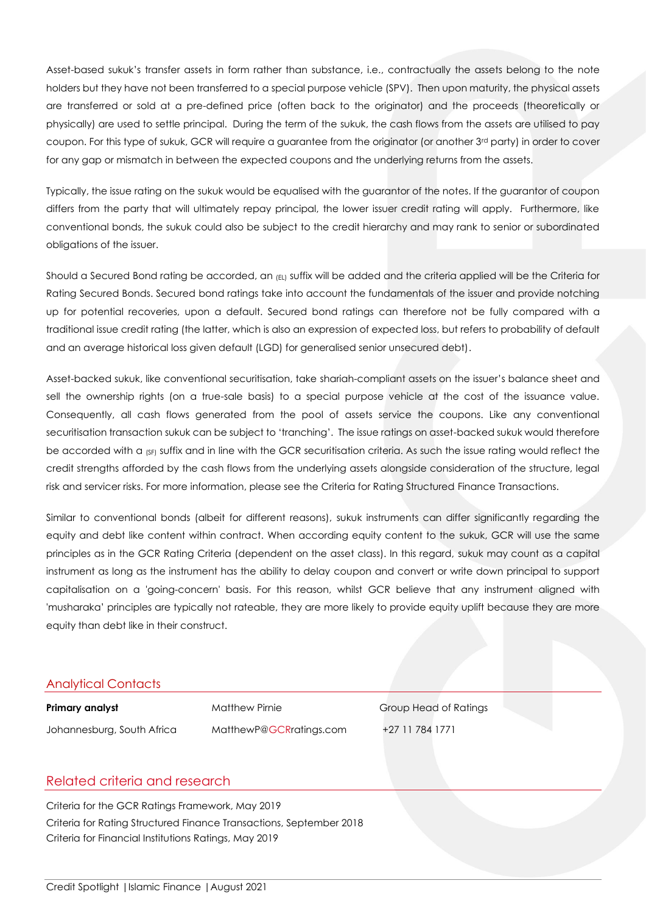Asset-based sukuk's transfer assets in form rather than substance, i.e., contractually the assets belong to the note holders but they have not been transferred to a special purpose vehicle (SPV). Then upon maturity, the physical assets are transferred or sold at a pre-defined price (often back to the originator) and the proceeds (theoretically or physically) are used to settle principal. During the term of the sukuk, the cash flows from the assets are utilised to pay coupon. For this type of sukuk, GCR will require a guarantee from the originator (or another 3rd party) in order to cover for any gap or mismatch in between the expected coupons and the underlying returns from the assets.

Typically, the issue rating on the sukuk would be equalised with the guarantor of the notes. If the guarantor of coupon differs from the party that will ultimately repay principal, the lower issuer credit rating will apply. Furthermore, like conventional bonds, the sukuk could also be subject to the credit hierarchy and may rank to senior or subordinated obligations of the issuer.

Should a Secured Bond rating be accorded, an $_{(EL)}$ suffix will be added and the criteria applied will be the Criteria for Rating Secured Bonds. Secured bond ratings take into account the fundamentals of the issuer and provide notching up for potential recoveries, upon a default. Secured bond ratings can therefore not be fully compared with a traditional issue credit rating (the latter, which is also an expression of expected loss, but refers to probability of default and an average historical loss given default (LGD) for generalised senior unsecured debt).

Asset-backed sukuk, like conventional securitisation, take shariah-compliant assets on the issuer's balance sheet and sell the ownership rights (on a true-sale basis) to a special purpose vehicle at the cost of the issuance value. Consequently, all cash flows generated from the pool of assets service the coupons. Like any conventional securitisation transaction sukuk can be subject to 'tranching'. The issue ratings on asset-backed sukuk would therefore be accorded with a $_{(SF)}$ suffix and in line with the GCR securitisation criteria. As such the issue rating would reflect the credit strengths afforded by the cash flows from the underlying assets alongside consideration of the structure, legal risk and servicer risks. For more information, please see the Criteria for Rating Structured Finance Transactions.

Similar to conventional bonds (albeit for different reasons), sukuk instruments can differ significantly regarding the equity and debt like content within contract. When according equity content to the sukuk, GCR will use the same principles as in the GCR Rating Criteria (dependent on the asset class). In this regard, sukuk may count as a capital instrument as long as the instrument has the ability to delay coupon and convert or write down principal to support capitalisation on a 'going-concern' basis. For this reason, whilst GCR believe that any instrument aligned with 'musharaka' principles are typically not rateable, they are more likely to provide equity uplift because they are more equity than debt like in their construct.

## Analytical Contacts

| | | |
|---|---|---|
| **Primary analyst** | Matthew Pirnie | Group Head of Ratings |
| Johannesburg, South Africa | MatthewP@GCRratings.com | +27 11 784 1771 |

## Related criteria and research

Criteria for the GCR Ratings Framework, May 2019
Criteria for Rating Structured Finance Transactions, September 2018
Criteria for Financial Institutions Ratings, May 2019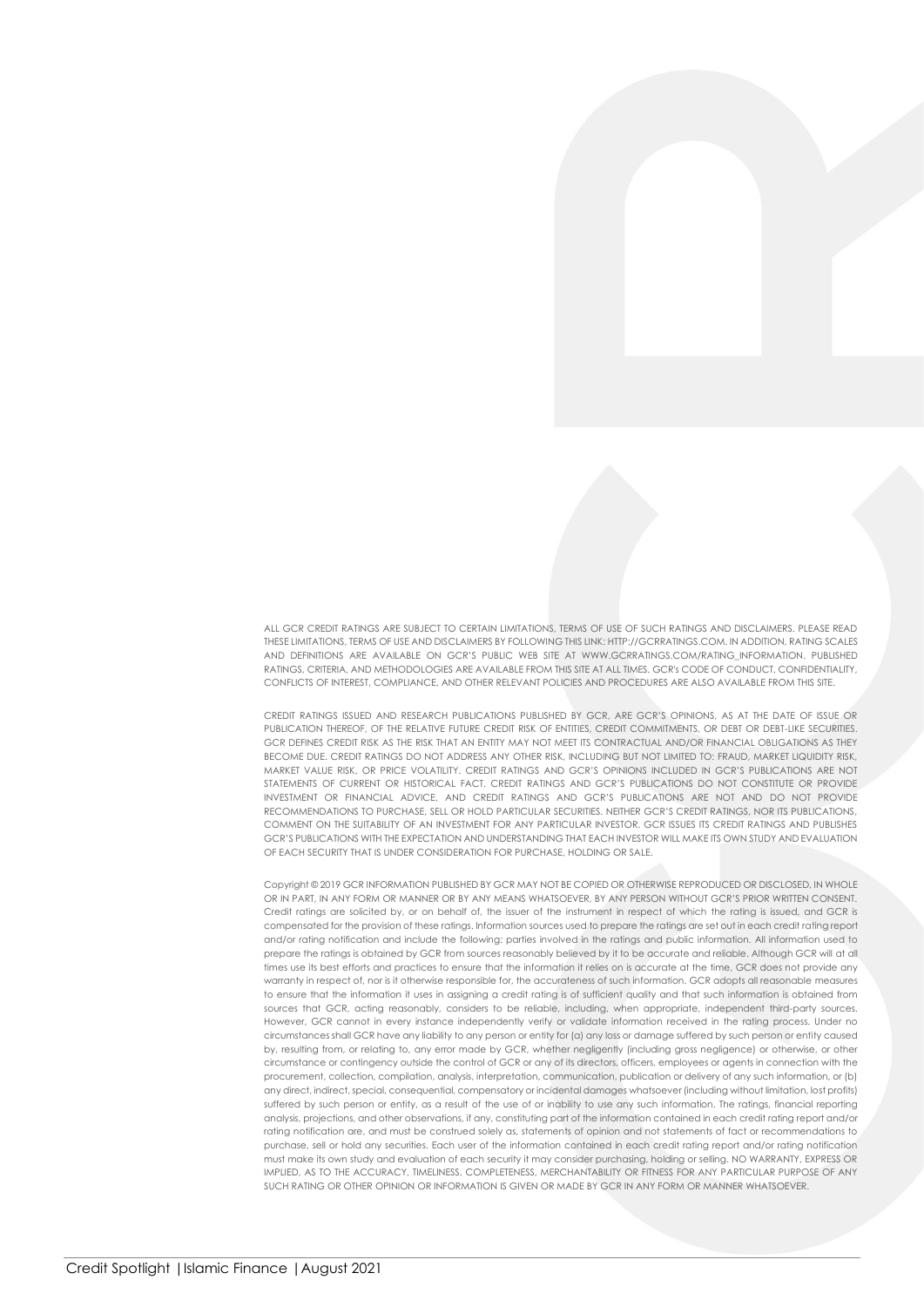ALL GCR CREDIT RATINGS ARE SUBJECT TO CERTAIN LIMITATIONS, TERMS OF USE OF SUCH RATINGS AND DISCLAIMERS. PLEASE READ THESE LIMITATIONS, TERMS OF USE AND DISCLAIMERS BY FOLLOWING THIS LINK: HTTP://GCRRATINGS.COM. IN ADDITION, RATING SCALES AND DEFINITIONS ARE AVAILABLE ON GCR'S PUBLIC WEB SITE AT WWW.GCRRATINGS.COM/RATING_INFORMATION. PUBLISHED RATINGS, CRITERIA, AND METHODOLOGIES ARE AVAILABLE FROM THIS SITE AT ALL TIMES. GCR's CODE OF CONDUCT, CONFIDENTIALITY, CONFLICTS OF INTEREST, COMPLIANCE, AND OTHER RELEVANT POLICIES AND PROCEDURES ARE ALSO AVAILABLE FROM THIS SITE.

CREDIT RATINGS ISSUED AND RESEARCH PUBLICATIONS PUBLISHED BY GCR, ARE GCR'S OPINIONS, AS AT THE DATE OF ISSUE OR PUBLICATION THEREOF, OF THE RELATIVE FUTURE CREDIT RISK OF ENTITIES, CREDIT COMMITMENTS, OR DEBT OR DEBT-LIKE SECURITIES. GCR DEFINES CREDIT RISK AS THE RISK THAT AN ENTITY MAY NOT MEET ITS CONTRACTUAL AND/OR FINANCIAL OBLIGATIONS AS THEY BECOME DUE. CREDIT RATINGS DO NOT ADDRESS ANY OTHER RISK, INCLUDING BUT NOT LIMITED TO: FRAUD, MARKET LIQUIDITY RISK, MARKET VALUE RISK, OR PRICE VOLATILITY. CREDIT RATINGS AND GCR'S OPINIONS INCLUDED IN GCR'S PUBLICATIONS ARE NOT STATEMENTS OF CURRENT OR HISTORICAL FACT. CREDIT RATINGS AND GCR'S PUBLICATIONS DO NOT CONSTITUTE OR PROVIDE INVESTMENT OR FINANCIAL ADVICE, AND CREDIT RATINGS AND GCR'S PUBLICATIONS ARE NOT AND DO NOT PROVIDE RECOMMENDATIONS TO PURCHASE, SELL OR HOLD PARTICULAR SECURITIES. NEITHER GCR'S CREDIT RATINGS, NOR ITS PUBLICATIONS, COMMENT ON THE SUITABILITY OF AN INVESTMENT FOR ANY PARTICULAR INVESTOR. GCR ISSUES ITS CREDIT RATINGS AND PUBLISHES GCR'S PUBLICATIONS WITH THE EXPECTATION AND UNDERSTANDING THAT EACH INVESTOR WILL MAKE ITS OWN STUDY AND EVALUATION OF EACH SECURITY THAT IS UNDER CONSIDERATION FOR PURCHASE, HOLDING OR SALE.

Copyright © 2019 GCR INFORMATION PUBLISHED BY GCR MAY NOT BE COPIED OR OTHERWISE REPRODUCED OR DISCLOSED, IN WHOLE OR IN PART, IN ANY FORM OR MANNER OR BY ANY MEANS WHATSOEVER, BY ANY PERSON WITHOUT GCR'S PRIOR WRITTEN CONSENT. Credit ratings are solicited by, or on behalf of, the issuer of the instrument in respect of which the rating is issued, and GCR is compensated for the provision of these ratings. Information sources used to prepare the ratings are set out in each credit rating report and/or rating notification and include the following: parties involved in the ratings and public information. All information used to prepare the ratings is obtained by GCR from sources reasonably believed by it to be accurate and reliable. Although GCR will at all times use its best efforts and practices to ensure that the information it relies on is accurate at the time, GCR does not provide any warranty in respect of, nor is it otherwise responsible for, the accurateness of such information. GCR adopts all reasonable measures to ensure that the information it uses in assigning a credit rating is of sufficient quality and that such information is obtained from sources that GCR, acting reasonably, considers to be reliable, including, when appropriate, independent third-party sources. However, GCR cannot in every instance independently verify or validate information received in the rating process. Under no circumstances shall GCR have any liability to any person or entity for (a) any loss or damage suffered by such person or entity caused by, resulting from, or relating to, any error made by GCR, whether negligently (including gross negligence) or otherwise, or other circumstance or contingency outside the control of GCR or any of its directors, officers, employees or agents in connection with the procurement, collection, compilation, analysis, interpretation, communication, publication or delivery of any such information, or (b) any direct, indirect, special, consequential, compensatory or incidental damages whatsoever (including without limitation, lost profits) suffered by such person or entity, as a result of the use of or inability to use any such information. The ratings, financial reporting analysis, projections, and other observations, if any, constituting part of the information contained in each credit rating report and/or rating notification are, and must be construed solely as, statements of opinion and not statements of fact or recommendations to purchase, sell or hold any securities. Each user of the information contained in each credit rating report and/or rating notification must make its own study and evaluation of each security it may consider purchasing, holding or selling. NO WARRANTY, EXPRESS OR IMPLIED, AS TO THE ACCURACY, TIMELINESS, COMPLETENESS, MERCHANTABILITY OR FITNESS FOR ANY PARTICULAR PURPOSE OF ANY SUCH RATING OR OTHER OPINION OR INFORMATION IS GIVEN OR MADE BY GCR IN ANY FORM OR MANNER WHATSOEVER.